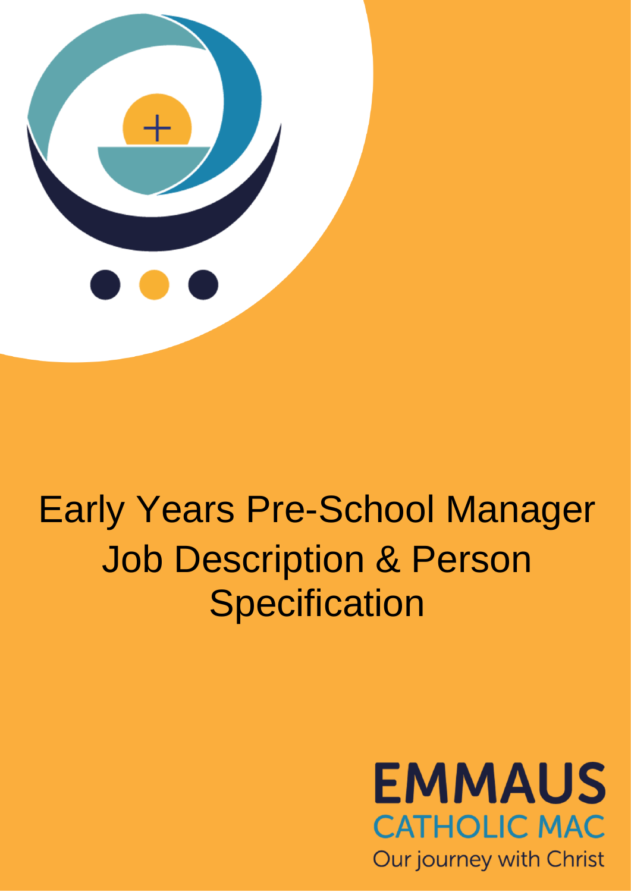# Early Years Pre-School Manager Job Description & Person Specification

EMMAUS
CATHOLIC MAC
Our journey with Christ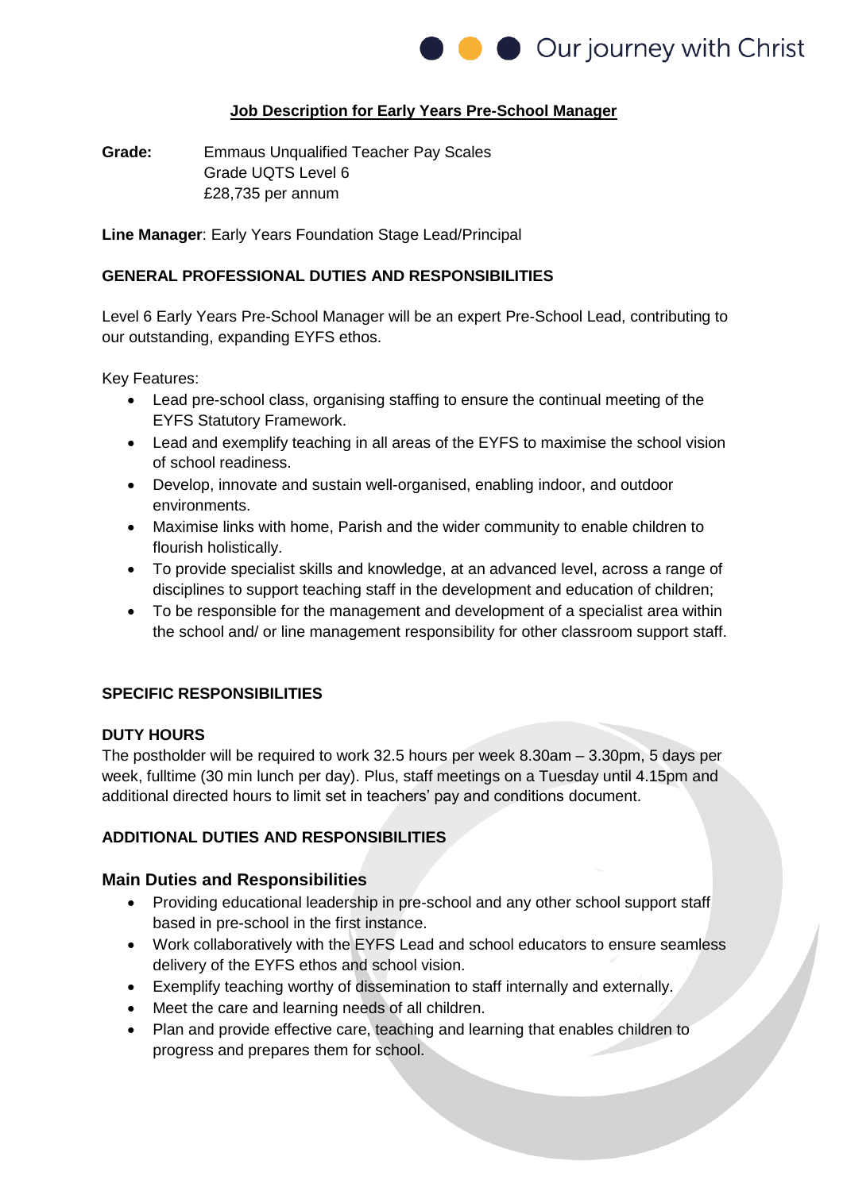## Job Description for Early Years Pre-School Manager

**Grade:** Emmaus Unqualified Teacher Pay Scales
Grade UQTS Level 6
£28,735 per annum

**Line Manager**: Early Years Foundation Stage Lead/Principal

### GENERAL PROFESSIONAL DUTIES AND RESPONSIBILITIES

Level 6 Early Years Pre-School Manager will be an expert Pre-School Lead, contributing to our outstanding, expanding EYFS ethos.

Key Features:

- Lead pre-school class, organising staffing to ensure the continual meeting of the EYFS Statutory Framework.
- Lead and exemplify teaching in all areas of the EYFS to maximise the school vision of school readiness.
- Develop, innovate and sustain well-organised, enabling indoor, and outdoor environments.
- Maximise links with home, Parish and the wider community to enable children to flourish holistically.
- To provide specialist skills and knowledge, at an advanced level, across a range of disciplines to support teaching staff in the development and education of children;
- To be responsible for the management and development of a specialist area within the school and/ or line management responsibility for other classroom support staff.

### SPECIFIC RESPONSIBILITIES

### DUTY HOURS

The postholder will be required to work 32.5 hours per week 8.30am – 3.30pm, 5 days per week, fulltime (30 min lunch per day). Plus, staff meetings on a Tuesday until 4.15pm and additional directed hours to limit set in teachers' pay and conditions document.

### ADDITIONAL DUTIES AND RESPONSIBILITIES

### Main Duties and Responsibilities

- Providing educational leadership in pre-school and any other school support staff based in pre-school in the first instance.
- Work collaboratively with the EYFS Lead and school educators to ensure seamless delivery of the EYFS ethos and school vision.
- Exemplify teaching worthy of dissemination to staff internally and externally.
- Meet the care and learning needs of all children.
- Plan and provide effective care, teaching and learning that enables children to progress and prepares them for school.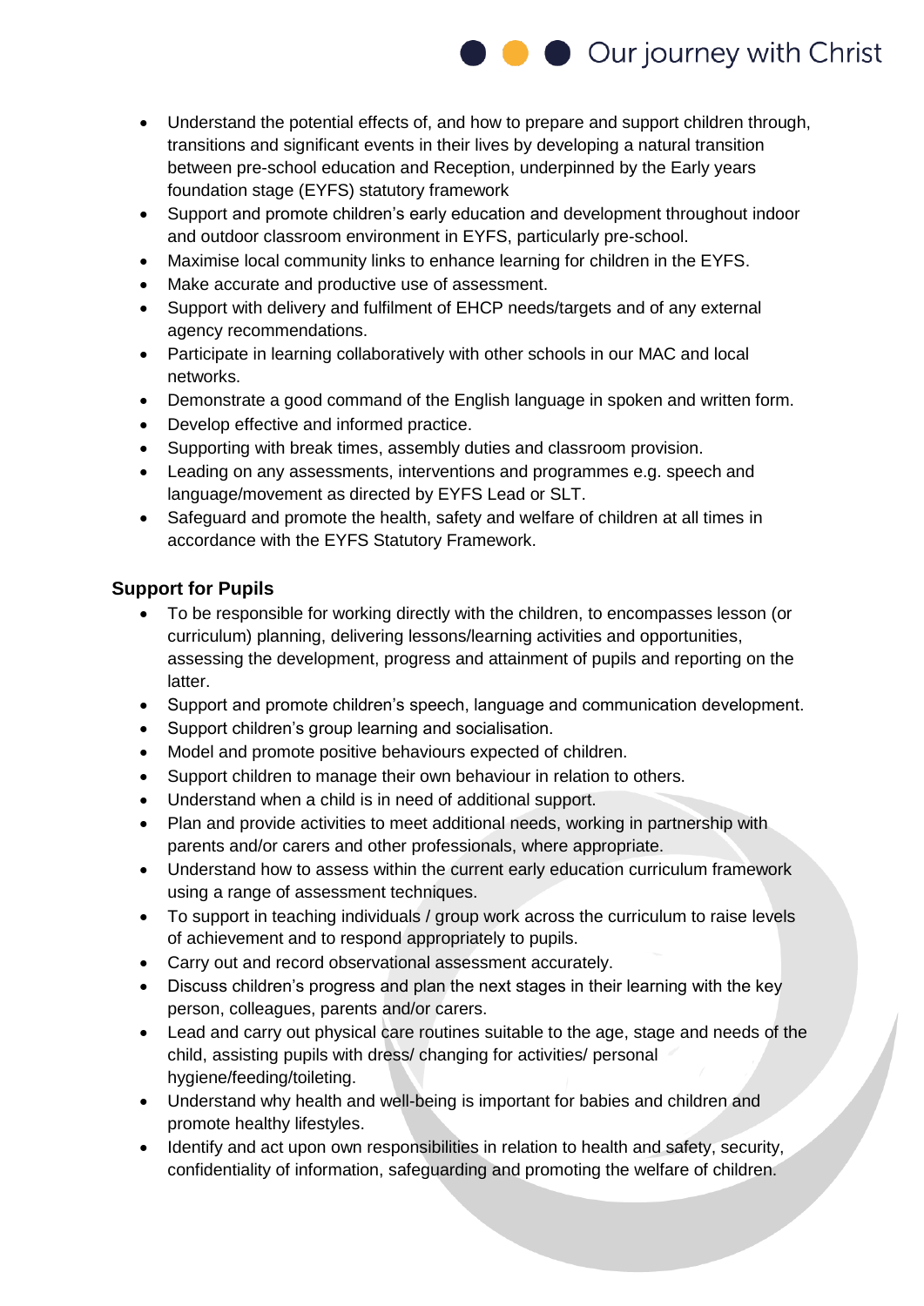- Understand the potential effects of, and how to prepare and support children through, transitions and significant events in their lives by developing a natural transition between pre-school education and Reception, underpinned by the Early years foundation stage (EYFS) statutory framework
- Support and promote children's early education and development throughout indoor and outdoor classroom environment in EYFS, particularly pre-school.
- Maximise local community links to enhance learning for children in the EYFS.
- Make accurate and productive use of assessment.
- Support with delivery and fulfilment of EHCP needs/targets and of any external agency recommendations.
- Participate in learning collaboratively with other schools in our MAC and local networks.
- Demonstrate a good command of the English language in spoken and written form.
- Develop effective and informed practice.
- Supporting with break times, assembly duties and classroom provision.
- Leading on any assessments, interventions and programmes e.g. speech and language/movement as directed by EYFS Lead or SLT.
- Safeguard and promote the health, safety and welfare of children at all times in accordance with the EYFS Statutory Framework.

**Support for Pupils**

- To be responsible for working directly with the children, to encompasses lesson (or curriculum) planning, delivering lessons/learning activities and opportunities, assessing the development, progress and attainment of pupils and reporting on the latter.
- Support and promote children's speech, language and communication development.
- Support children's group learning and socialisation.
- Model and promote positive behaviours expected of children.
- Support children to manage their own behaviour in relation to others.
- Understand when a child is in need of additional support.
- Plan and provide activities to meet additional needs, working in partnership with parents and/or carers and other professionals, where appropriate.
- Understand how to assess within the current early education curriculum framework using a range of assessment techniques.
- To support in teaching individuals / group work across the curriculum to raise levels of achievement and to respond appropriately to pupils.
- Carry out and record observational assessment accurately.
- Discuss children's progress and plan the next stages in their learning with the key person, colleagues, parents and/or carers.
- Lead and carry out physical care routines suitable to the age, stage and needs of the child, assisting pupils with dress/ changing for activities/ personal hygiene/feeding/toileting.
- Understand why health and well-being is important for babies and children and promote healthy lifestyles.
- Identify and act upon own responsibilities in relation to health and safety, security, confidentiality of information, safeguarding and promoting the welfare of children.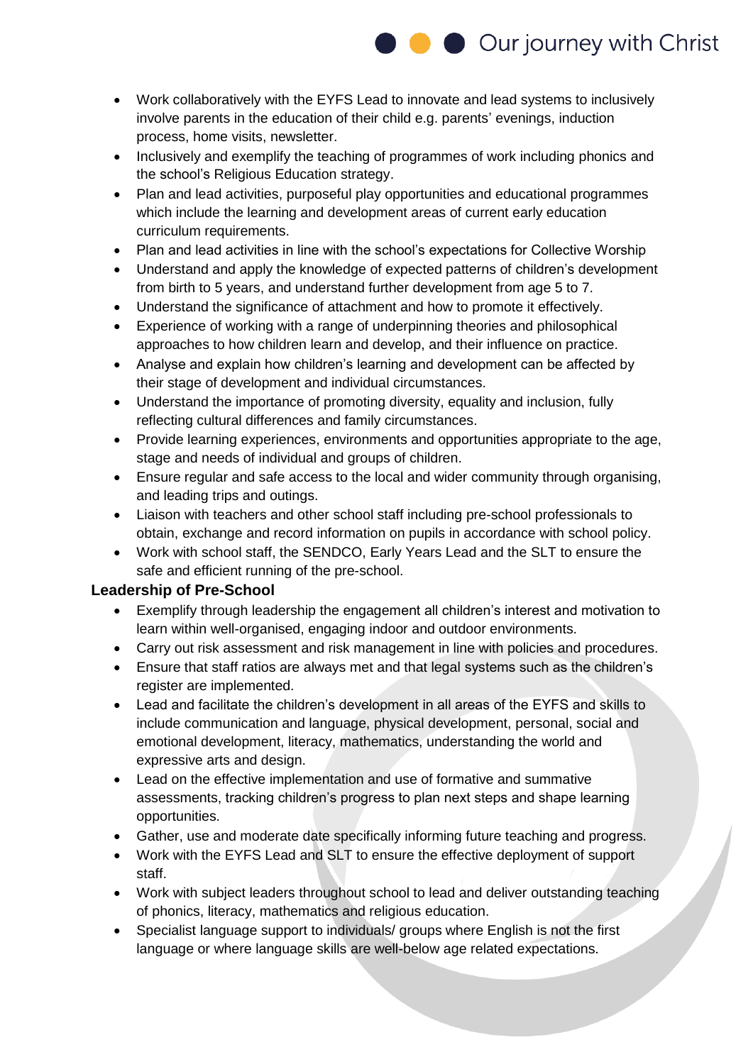- Work collaboratively with the EYFS Lead to innovate and lead systems to inclusively involve parents in the education of their child e.g. parents' evenings, induction process, home visits, newsletter.
- Inclusively and exemplify the teaching of programmes of work including phonics and the school's Religious Education strategy.
- Plan and lead activities, purposeful play opportunities and educational programmes which include the learning and development areas of current early education curriculum requirements.
- Plan and lead activities in line with the school's expectations for Collective Worship
- Understand and apply the knowledge of expected patterns of children's development from birth to 5 years, and understand further development from age 5 to 7.
- Understand the significance of attachment and how to promote it effectively.
- Experience of working with a range of underpinning theories and philosophical approaches to how children learn and develop, and their influence on practice.
- Analyse and explain how children's learning and development can be affected by their stage of development and individual circumstances.
- Understand the importance of promoting diversity, equality and inclusion, fully reflecting cultural differences and family circumstances.
- Provide learning experiences, environments and opportunities appropriate to the age, stage and needs of individual and groups of children.
- Ensure regular and safe access to the local and wider community through organising, and leading trips and outings.
- Liaison with teachers and other school staff including pre-school professionals to obtain, exchange and record information on pupils in accordance with school policy.
- Work with school staff, the SENDCO, Early Years Lead and the SLT to ensure the safe and efficient running of the pre-school.

**Leadership of Pre-School**

- Exemplify through leadership the engagement all children's interest and motivation to learn within well-organised, engaging indoor and outdoor environments.
- Carry out risk assessment and risk management in line with policies and procedures.
- Ensure that staff ratios are always met and that legal systems such as the children's register are implemented.
- Lead and facilitate the children's development in all areas of the EYFS and skills to include communication and language, physical development, personal, social and emotional development, literacy, mathematics, understanding the world and expressive arts and design.
- Lead on the effective implementation and use of formative and summative assessments, tracking children's progress to plan next steps and shape learning opportunities.
- Gather, use and moderate date specifically informing future teaching and progress.
- Work with the EYFS Lead and SLT to ensure the effective deployment of support staff.
- Work with subject leaders throughout school to lead and deliver outstanding teaching of phonics, literacy, mathematics and religious education.
- Specialist language support to individuals/ groups where English is not the first language or where language skills are well-below age related expectations.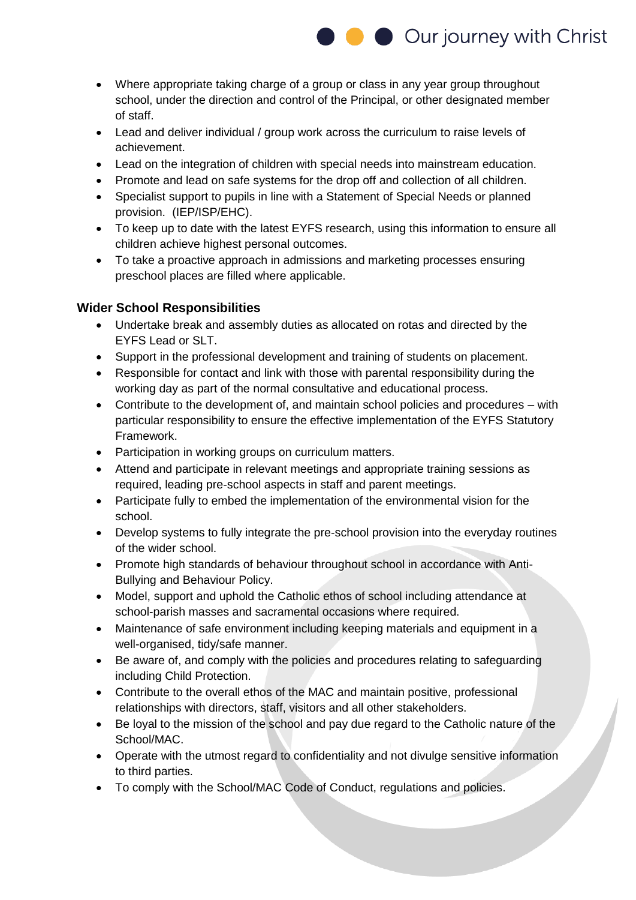- Where appropriate taking charge of a group or class in any year group throughout school, under the direction and control of the Principal, or other designated member of staff.
- Lead and deliver individual / group work across the curriculum to raise levels of achievement.
- Lead on the integration of children with special needs into mainstream education.
- Promote and lead on safe systems for the drop off and collection of all children.
- Specialist support to pupils in line with a Statement of Special Needs or planned provision. (IEP/ISP/EHC).
- To keep up to date with the latest EYFS research, using this information to ensure all children achieve highest personal outcomes.
- To take a proactive approach in admissions and marketing processes ensuring preschool places are filled where applicable.

**Wider School Responsibilities**

- Undertake break and assembly duties as allocated on rotas and directed by the EYFS Lead or SLT.
- Support in the professional development and training of students on placement.
- Responsible for contact and link with those with parental responsibility during the working day as part of the normal consultative and educational process.
- Contribute to the development of, and maintain school policies and procedures – with particular responsibility to ensure the effective implementation of the EYFS Statutory Framework.
- Participation in working groups on curriculum matters.
- Attend and participate in relevant meetings and appropriate training sessions as required, leading pre-school aspects in staff and parent meetings.
- Participate fully to embed the implementation of the environmental vision for the school.
- Develop systems to fully integrate the pre-school provision into the everyday routines of the wider school.
- Promote high standards of behaviour throughout school in accordance with Anti-Bullying and Behaviour Policy.
- Model, support and uphold the Catholic ethos of school including attendance at school-parish masses and sacramental occasions where required.
- Maintenance of safe environment including keeping materials and equipment in a well-organised, tidy/safe manner.
- Be aware of, and comply with the policies and procedures relating to safeguarding including Child Protection.
- Contribute to the overall ethos of the MAC and maintain positive, professional relationships with directors, staff, visitors and all other stakeholders.
- Be loyal to the mission of the school and pay due regard to the Catholic nature of the School/MAC.
- Operate with the utmost regard to confidentiality and not divulge sensitive information to third parties.
- To comply with the School/MAC Code of Conduct, regulations and policies.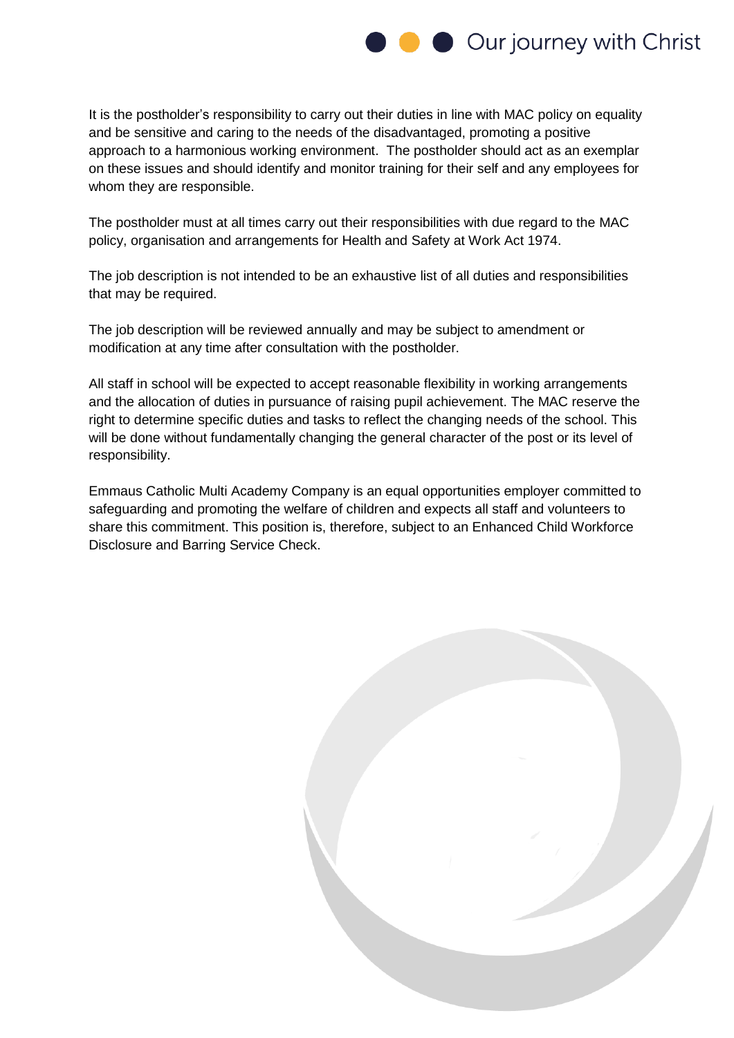It is the postholder's responsibility to carry out their duties in line with MAC policy on equality and be sensitive and caring to the needs of the disadvantaged, promoting a positive approach to a harmonious working environment. The postholder should act as an exemplar on these issues and should identify and monitor training for their self and any employees for whom they are responsible.

The postholder must at all times carry out their responsibilities with due regard to the MAC policy, organisation and arrangements for Health and Safety at Work Act 1974.

The job description is not intended to be an exhaustive list of all duties and responsibilities that may be required.

The job description will be reviewed annually and may be subject to amendment or modification at any time after consultation with the postholder.

All staff in school will be expected to accept reasonable flexibility in working arrangements and the allocation of duties in pursuance of raising pupil achievement. The MAC reserve the right to determine specific duties and tasks to reflect the changing needs of the school. This will be done without fundamentally changing the general character of the post or its level of responsibility.

Emmaus Catholic Multi Academy Company is an equal opportunities employer committed to safeguarding and promoting the welfare of children and expects all staff and volunteers to share this commitment. This position is, therefore, subject to an Enhanced Child Workforce Disclosure and Barring Service Check.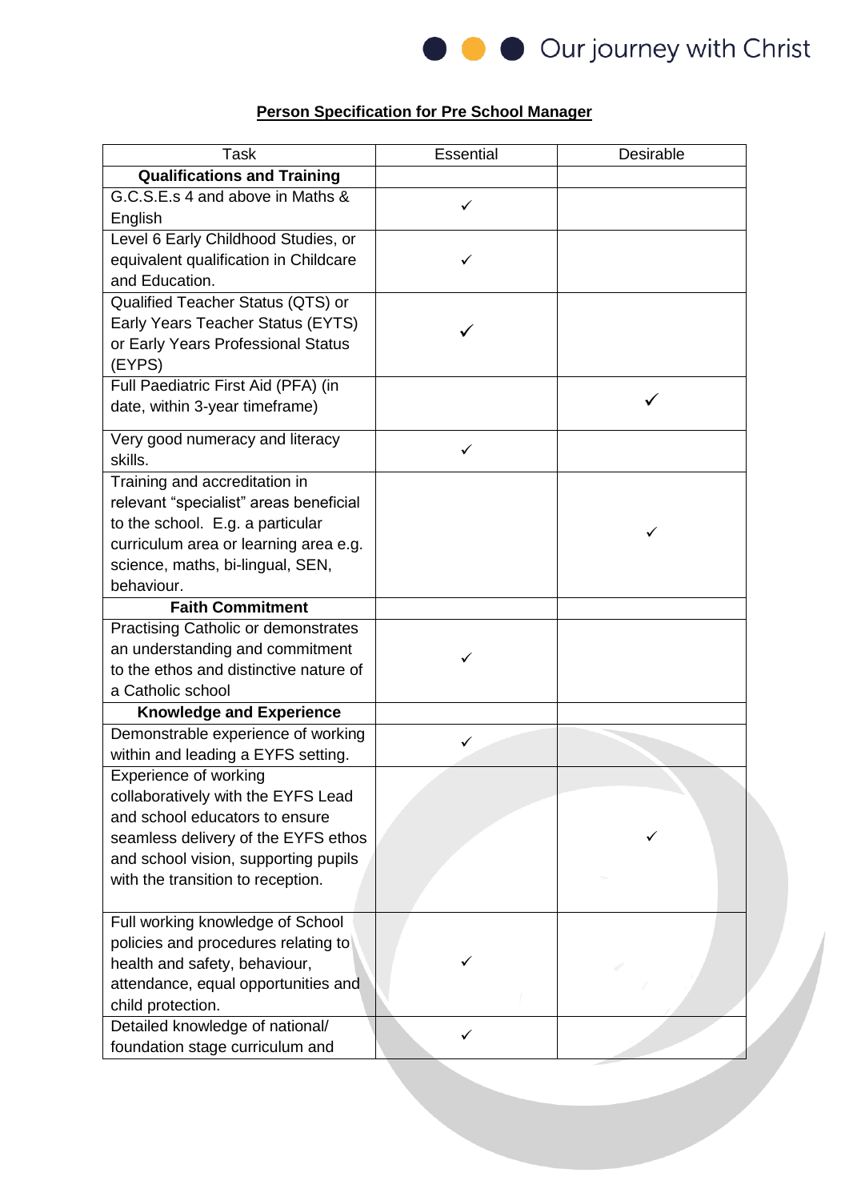**Person Specification for Pre School Manager**

| Task | Essential | Desirable |
|---|---|---|
| **Qualifications and Training** | | |
| G.C.S.E.s 4 and above in Maths & English | ✓ | |
| Level 6 Early Childhood Studies, or equivalent qualification in Childcare and Education. | ✓ | |
| Qualified Teacher Status (QTS) or Early Years Teacher Status (EYTS) or Early Years Professional Status (EYPS) | ✓ | |
| Full Paediatric First Aid (PFA) (in date, within 3-year timeframe) | | ✓ |
| Very good numeracy and literacy skills. | ✓ | |
| Training and accreditation in relevant "specialist" areas beneficial to the school. E.g. a particular curriculum area or learning area e.g. science, maths, bi-lingual, SEN, behaviour. | | ✓ |
| **Faith Commitment** | | |
| Practising Catholic or demonstrates an understanding and commitment to the ethos and distinctive nature of a Catholic school | ✓ | |
| **Knowledge and Experience** | | |
| Demonstrable experience of working within and leading a EYFS setting. | ✓ | |
| Experience of working collaboratively with the EYFS Lead and school educators to ensure seamless delivery of the EYFS ethos and school vision, supporting pupils with the transition to reception. | | ✓ |
| Full working knowledge of School policies and procedures relating to health and safety, behaviour, attendance, equal opportunities and child protection. | ✓ | |
| Detailed knowledge of national/ foundation stage curriculum and | ✓ | |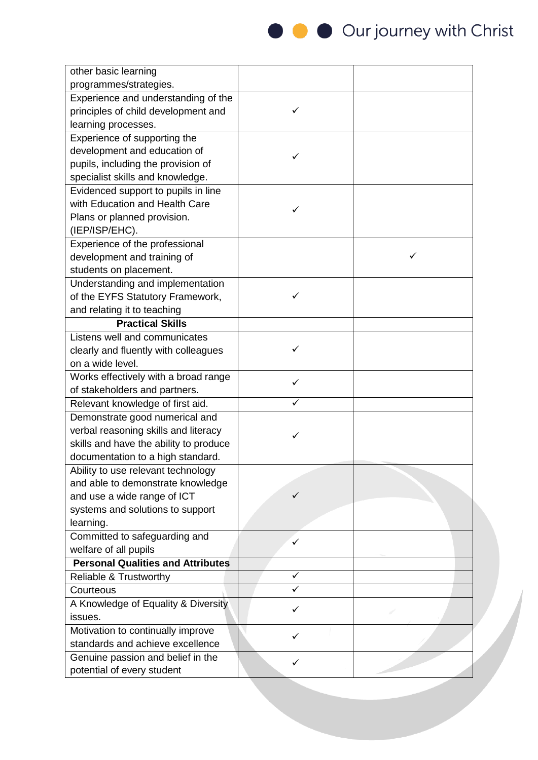| other basic learning programmes/strategies. | | |
|---|---|---|
| Experience and understanding of the principles of child development and learning processes. | ✓ | |
| Experience of supporting the development and education of pupils, including the provision of specialist skills and knowledge. | ✓ | |
| Evidenced support to pupils in line with Education and Health Care Plans or planned provision. (IEP/ISP/EHC). | ✓ | |
| Experience of the professional development and training of students on placement. | | ✓ |
| Understanding and implementation of the EYFS Statutory Framework, and relating it to teaching | ✓ | |
| **Practical Skills** | | |
| Listens well and communicates clearly and fluently with colleagues on a wide level. | ✓ | |
| Works effectively with a broad range of stakeholders and partners. | ✓ | |
| Relevant knowledge of first aid. | ✓ | |
| Demonstrate good numerical and verbal reasoning skills and literacy skills and have the ability to produce documentation to a high standard. | ✓ | |
| Ability to use relevant technology and able to demonstrate knowledge and use a wide range of ICT systems and solutions to support learning. | ✓ | |
| Committed to safeguarding and welfare of all pupils | ✓ | |
| **Personal Qualities and Attributes** | | |
| Reliable & Trustworthy | ✓ | |
| Courteous | ✓ | |
| A Knowledge of Equality & Diversity issues. | ✓ | |
| Motivation to continually improve standards and achieve excellence | ✓ | |
| Genuine passion and belief in the potential of every student | ✓ | |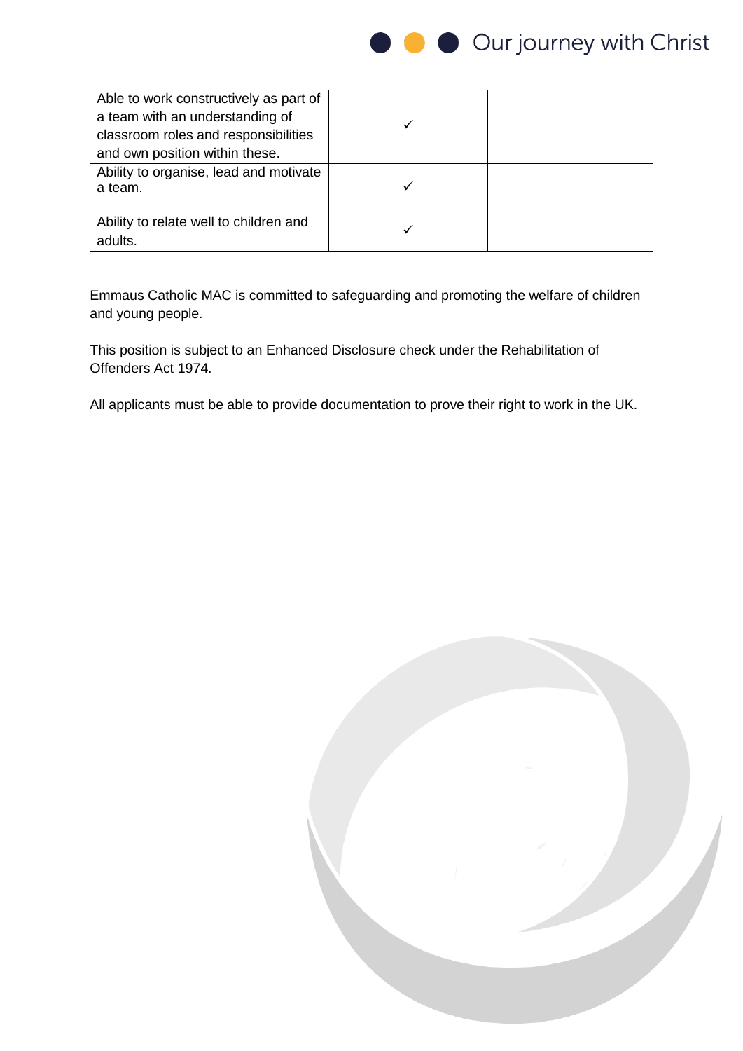| | | |
|---|---|---|
| Able to work constructively as part of a team with an understanding of classroom roles and responsibilities and own position within these. | ✓ | |
| Ability to organise, lead and motivate a team. | ✓ | |
| Ability to relate well to children and adults. | ✓ | |

Emmaus Catholic MAC is committed to safeguarding and promoting the welfare of children and young people.

This position is subject to an Enhanced Disclosure check under the Rehabilitation of Offenders Act 1974.

All applicants must be able to provide documentation to prove their right to work in the UK.